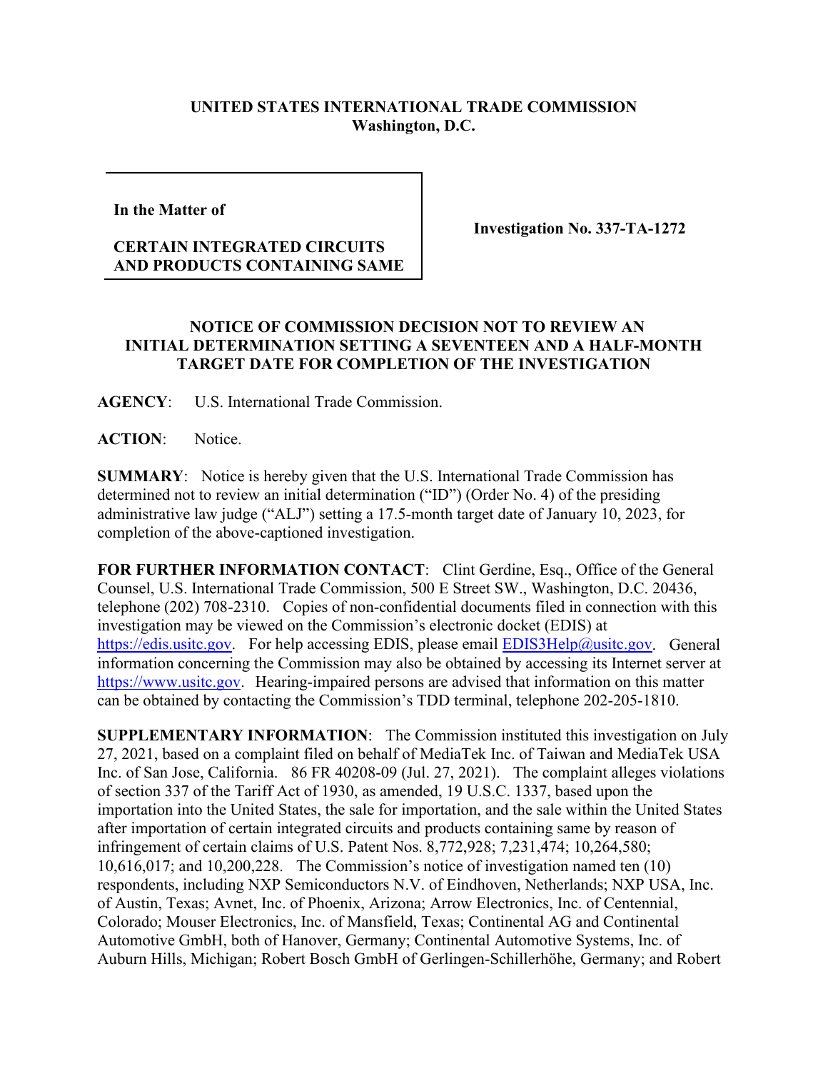**UNITED STATES INTERNATIONAL TRADE COMMISSION**
**Washington, D.C.**

| In the Matter of<br><br>CERTAIN INTEGRATED CIRCUITS AND PRODUCTS CONTAINING SAME | Investigation No. 337-TA-1272 |
|---|---|

**NOTICE OF COMMISSION DECISION NOT TO REVIEW AN INITIAL DETERMINATION SETTING A SEVENTEEN AND A HALF-MONTH TARGET DATE FOR COMPLETION OF THE INVESTIGATION**

**AGENCY**: U.S. International Trade Commission.

**ACTION**: Notice.

**SUMMARY**: Notice is hereby given that the U.S. International Trade Commission has determined not to review an initial determination ("ID") (Order No. 4) of the presiding administrative law judge ("ALJ") setting a 17.5-month target date of January 10, 2023, for completion of the above-captioned investigation.

**FOR FURTHER INFORMATION CONTACT**: Clint Gerdine, Esq., Office of the General Counsel, U.S. International Trade Commission, 500 E Street SW., Washington, D.C. 20436, telephone (202) 708-2310. Copies of non-confidential documents filed in connection with this investigation may be viewed on the Commission's electronic docket (EDIS) at https://edis.usitc.gov. For help accessing EDIS, please email EDIS3Help@usitc.gov. General information concerning the Commission may also be obtained by accessing its Internet server at https://www.usitc.gov. Hearing-impaired persons are advised that information on this matter can be obtained by contacting the Commission's TDD terminal, telephone 202-205-1810.

**SUPPLEMENTARY INFORMATION**: The Commission instituted this investigation on July 27, 2021, based on a complaint filed on behalf of MediaTek Inc. of Taiwan and MediaTek USA Inc. of San Jose, California. 86 FR 40208-09 (Jul. 27, 2021). The complaint alleges violations of section 337 of the Tariff Act of 1930, as amended, 19 U.S.C. 1337, based upon the importation into the United States, the sale for importation, and the sale within the United States after importation of certain integrated circuits and products containing same by reason of infringement of certain claims of U.S. Patent Nos. 8,772,928; 7,231,474; 10,264,580; 10,616,017; and 10,200,228. The Commission's notice of investigation named ten (10) respondents, including NXP Semiconductors N.V. of Eindhoven, Netherlands; NXP USA, Inc. of Austin, Texas; Avnet, Inc. of Phoenix, Arizona; Arrow Electronics, Inc. of Centennial, Colorado; Mouser Electronics, Inc. of Mansfield, Texas; Continental AG and Continental Automotive GmbH, both of Hanover, Germany; Continental Automotive Systems, Inc. of Auburn Hills, Michigan; Robert Bosch GmbH of Gerlingen-Schillerhöhe, Germany; and Robert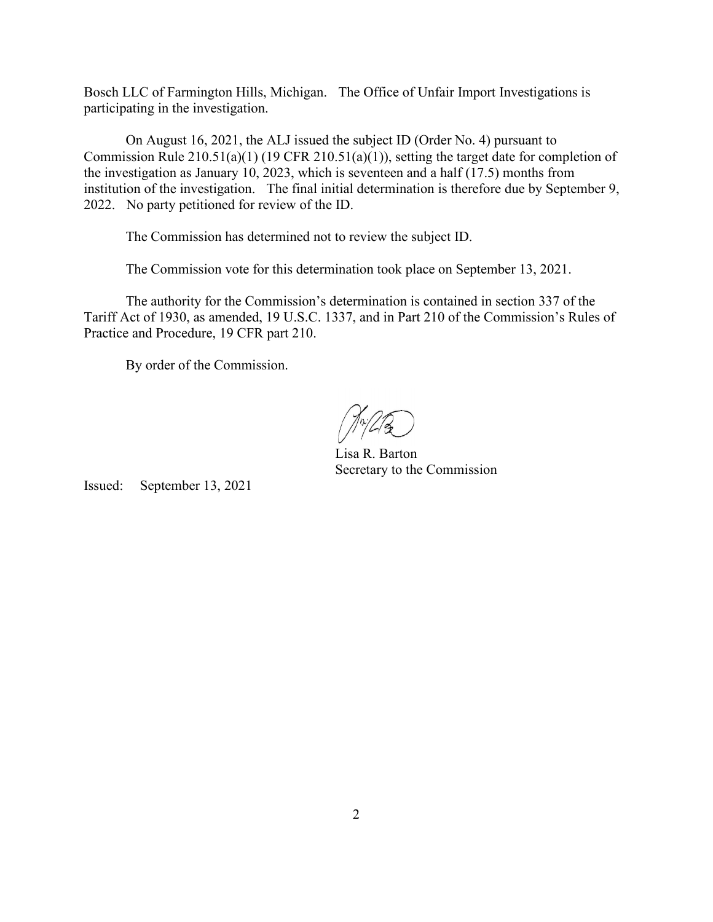Bosch LLC of Farmington Hills, Michigan. The Office of Unfair Import Investigations is participating in the investigation.

On August 16, 2021, the ALJ issued the subject ID (Order No. 4) pursuant to Commission Rule 210.51(a)(1) (19 CFR 210.51(a)(1)), setting the target date for completion of the investigation as January 10, 2023, which is seventeen and a half (17.5) months from institution of the investigation. The final initial determination is therefore due by September 9, 2022. No party petitioned for review of the ID.

The Commission has determined not to review the subject ID.

The Commission vote for this determination took place on September 13, 2021.

The authority for the Commission's determination is contained in section 337 of the Tariff Act of 1930, as amended, 19 U.S.C. 1337, and in Part 210 of the Commission's Rules of Practice and Procedure, 19 CFR part 210.

By order of the Commission.

Lisa R. Barton
Secretary to the Commission

Issued: September 13, 2021